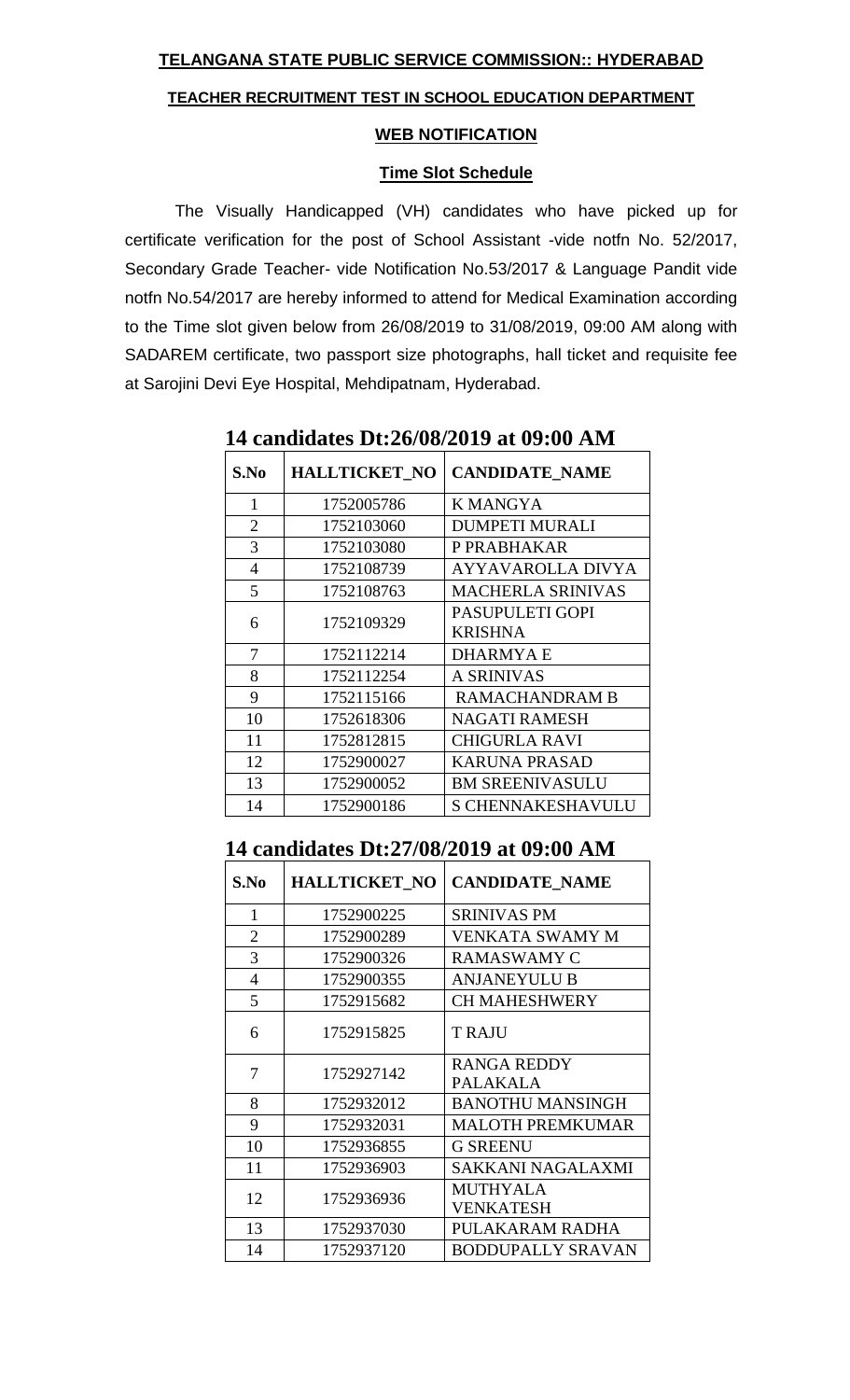**TELANGANA STATE PUBLIC SERVICE COMMISSION:: HYDERABAD**

**TEACHER RECRUITMENT TEST IN SCHOOL EDUCATION DEPARTMENT**

**WEB NOTIFICATION**

**Time Slot Schedule**

The Visually Handicapped (VH) candidates who have picked up for certificate verification for the post of School Assistant -vide notfn No. 52/2017, Secondary Grade Teacher- vide Notification No.53/2017 & Language Pandit vide notfn No.54/2017 are hereby informed to attend for Medical Examination according to the Time slot given below from 26/08/2019 to 31/08/2019, 09:00 AM along with SADAREM certificate, two passport size photographs, hall ticket and requisite fee at Sarojini Devi Eye Hospital, Mehdipatnam, Hyderabad.

## 14 candidates Dt:26/08/2019 at 09:00 AM

| S.No | HALLTICKET_NO | CANDIDATE_NAME |
|---|---|---|
| 1 | 1752005786 | K MANGYA |
| 2 | 1752103060 | DUMPETI MURALI |
| 3 | 1752103080 | P PRABHAKAR |
| 4 | 1752108739 | AYYAVAROLLA DIVYA |
| 5 | 1752108763 | MACHERLA SRINIVAS |
| 6 | 1752109329 | PASUPULETI GOPI KRISHNA |
| 7 | 1752112214 | DHARMYA E |
| 8 | 1752112254 | A SRINIVAS |
| 9 | 1752115166 | RAMACHANDRAM B |
| 10 | 1752618306 | NAGATI RAMESH |
| 11 | 1752812815 | CHIGURLA RAVI |
| 12 | 1752900027 | KARUNA PRASAD |
| 13 | 1752900052 | BM SREENIVASULU |
| 14 | 1752900186 | S CHENNAKESHAVULU |

## 14 candidates Dt:27/08/2019 at 09:00 AM

| S.No | HALLTICKET_NO | CANDIDATE_NAME |
|---|---|---|
| 1 | 1752900225 | SRINIVAS PM |
| 2 | 1752900289 | VENKATA SWAMY M |
| 3 | 1752900326 | RAMASWAMY C |
| 4 | 1752900355 | ANJANEYULU B |
| 5 | 1752915682 | CH MAHESHWERY |
| 6 | 1752915825 | T RAJU |
| 7 | 1752927142 | RANGA REDDY PALAKALA |
| 8 | 1752932012 | BANOTHU MANSINGH |
| 9 | 1752932031 | MALOTH PREMKUMAR |
| 10 | 1752936855 | G SREENU |
| 11 | 1752936903 | SAKKANI NAGALAXMI |
| 12 | 1752936936 | MUTHYALA VENKATESH |
| 13 | 1752937030 | PULAKARAM RADHA |
| 14 | 1752937120 | BODDUPALLY SRAVAN |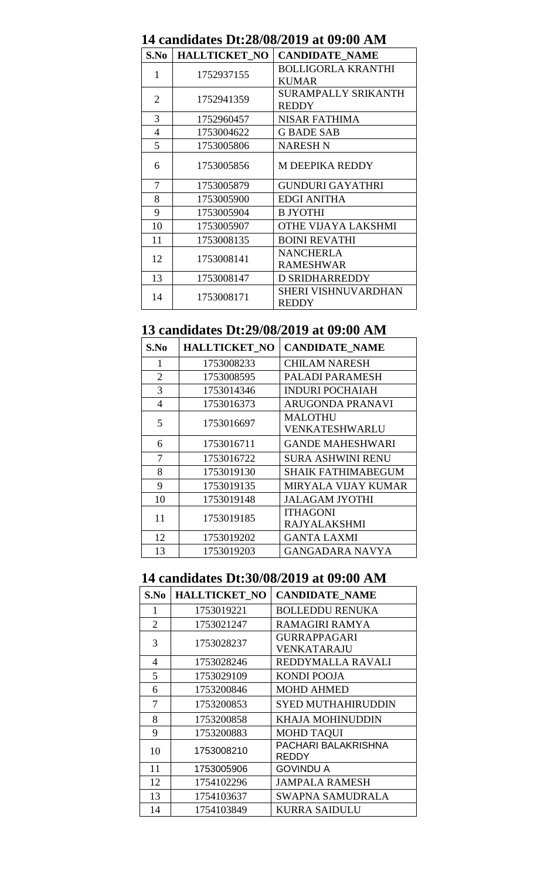## 14 candidates Dt:28/08/2019 at 09:00 AM

| S.No | HALLTICKET_NO | CANDIDATE_NAME |
|---|---|---|
| 1 | 1752937155 | BOLLIGORLA KRANTHI KUMAR |
| 2 | 1752941359 | SURAMPALLY SRIKANTH REDDY |
| 3 | 1752960457 | NISAR FATHIMA |
| 4 | 1753004622 | G BADE SAB |
| 5 | 1753005806 | NARESH N |
| 6 | 1753005856 | M DEEPIKA REDDY |
| 7 | 1753005879 | GUNDURI GAYATHRI |
| 8 | 1753005900 | EDGI ANITHA |
| 9 | 1753005904 | B JYOTHI |
| 10 | 1753005907 | OTHE VIJAYA LAKSHMI |
| 11 | 1753008135 | BOINI REVATHI |
| 12 | 1753008141 | NANCHERLA RAMESHWAR |
| 13 | 1753008147 | D SRIDHARREDDY |
| 14 | 1753008171 | SHERI VISHNUVARDHAN REDDY |

## 13 candidates Dt:29/08/2019 at 09:00 AM

| S.No | HALLTICKET_NO | CANDIDATE_NAME |
|---|---|---|
| 1 | 1753008233 | CHILAM NARESH |
| 2 | 1753008595 | PALADI PARAMESH |
| 3 | 1753014346 | INDURI POCHAIAH |
| 4 | 1753016373 | ARUGONDA PRANAVI |
| 5 | 1753016697 | MALOTHU VENKATESHWARLU |
| 6 | 1753016711 | GANDE MAHESHWARI |
| 7 | 1753016722 | SURA ASHWINI RENU |
| 8 | 1753019130 | SHAIK FATHIMABEGUM |
| 9 | 1753019135 | MIRYALA VIJAY KUMAR |
| 10 | 1753019148 | JALAGAM JYOTHI |
| 11 | 1753019185 | ITHAGONI RAJYALAKSHMI |
| 12 | 1753019202 | GANTA LAXMI |
| 13 | 1753019203 | GANGADARA NAVYA |

## 14 candidates Dt:30/08/2019 at 09:00 AM

| S.No | HALLTICKET_NO | CANDIDATE_NAME |
|---|---|---|
| 1 | 1753019221 | BOLLEDDU RENUKA |
| 2 | 1753021247 | RAMAGIRI RAMYA |
| 3 | 1753028237 | GURRAPPAGARI VENKATARAJU |
| 4 | 1753028246 | REDDYMALLA RAVALI |
| 5 | 1753029109 | KONDI POOJA |
| 6 | 1753200846 | MOHD AHMED |
| 7 | 1753200853 | SYED MUTHAHIRUDDIN |
| 8 | 1753200858 | KHAJA MOHINUDDIN |
| 9 | 1753200883 | MOHD TAQUI |
| 10 | 1753008210 | PACHARI BALAKRISHNA REDDY |
| 11 | 1753005906 | GOVINDU A |
| 12 | 1754102296 | JAMPALA RAMESH |
| 13 | 1754103637 | SWAPNA SAMUDRALA |
| 14 | 1754103849 | KURRA SAIDULU |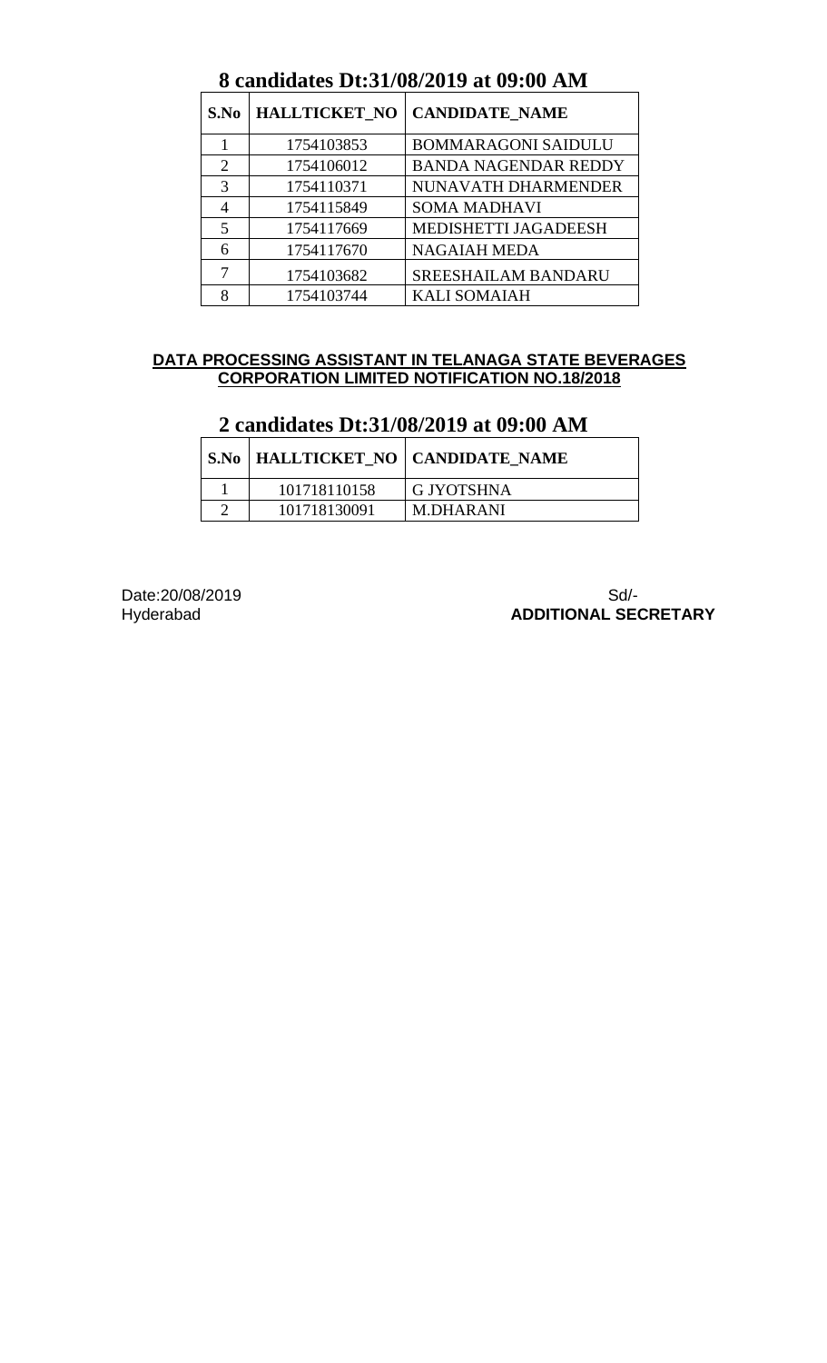## 8 candidates Dt:31/08/2019 at 09:00 AM

| S.No | HALLTICKET_NO | CANDIDATE_NAME |
|---|---|---|
| 1 | 1754103853 | BOMMARAGONI SAIDULU |
| 2 | 1754106012 | BANDA NAGENDAR REDDY |
| 3 | 1754110371 | NUNAVATH DHARMENDER |
| 4 | 1754115849 | SOMA MADHAVI |
| 5 | 1754117669 | MEDISHETTI JAGADEESH |
| 6 | 1754117670 | NAGAIAH MEDA |
| 7 | 1754103682 | SREESHAILAM BANDARU |
| 8 | 1754103744 | KALI SOMAIAH |

**DATA PROCESSING ASSISTANT IN TELANAGA STATE BEVERAGES CORPORATION LIMITED NOTIFICATION NO.18/2018**

## 2 candidates Dt:31/08/2019 at 09:00 AM

| S.No | HALLTICKET_NO | CANDIDATE_NAME |
|---|---|---|
| 1 | 101718110158 | G JYOTSHNA |
| 2 | 101718130091 | M.DHARANI |

Date:20/08/2019
Hyderabad

Sd/-
**ADDITIONAL SECRETARY**